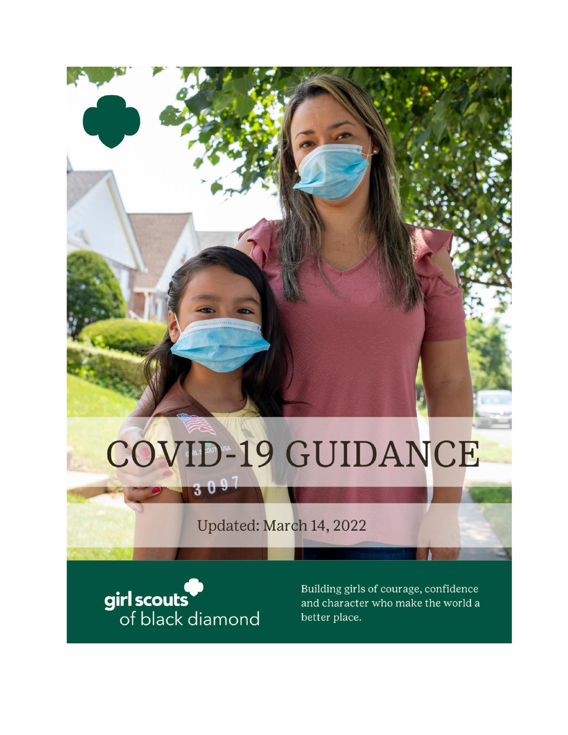# COVID-19 GUIDANCE

Updated: March 14, 2022

girl scouts of black diamond

Building girls of courage, confidence and character who make the world a better place.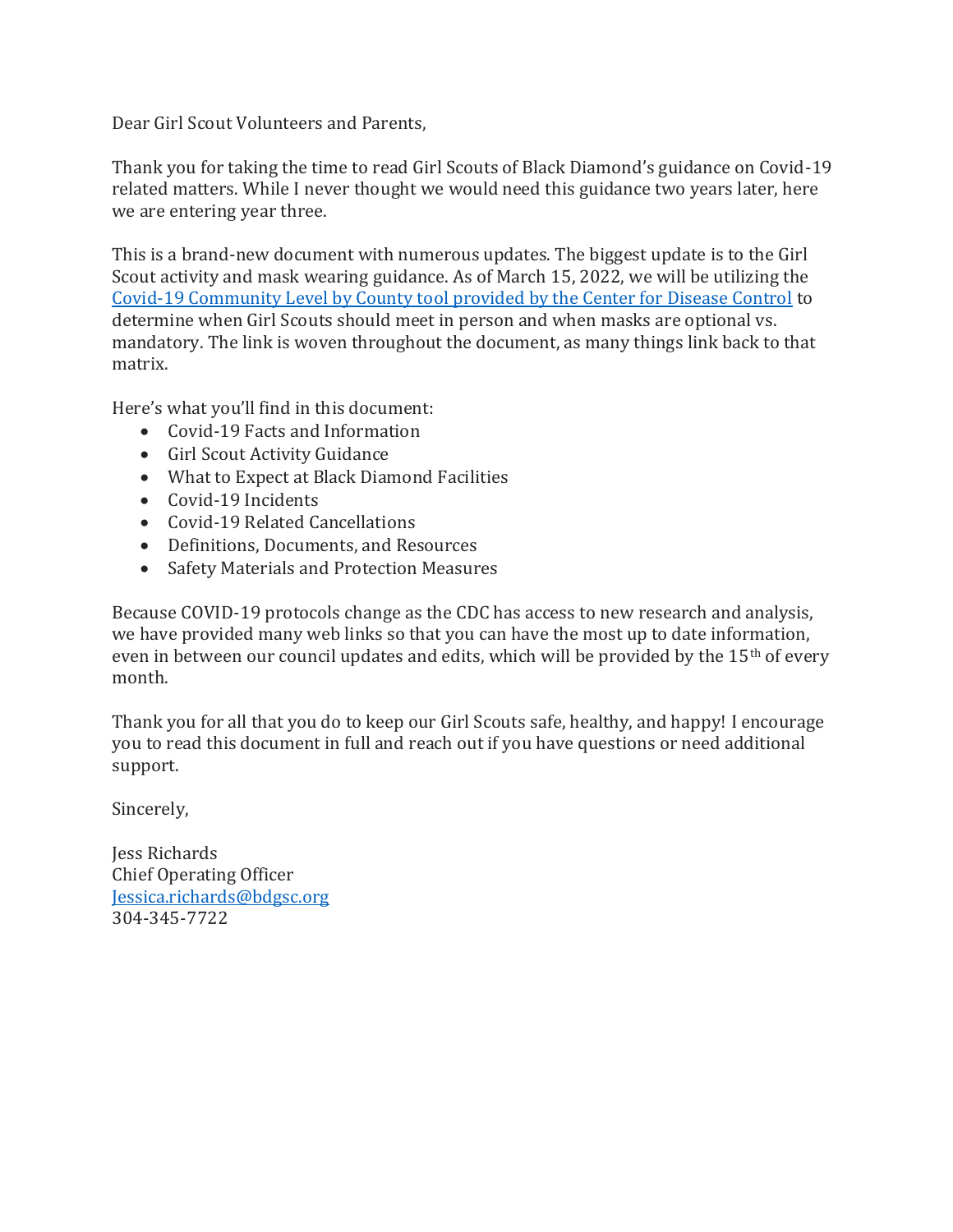Dear Girl Scout Volunteers and Parents,

Thank you for taking the time to read Girl Scouts of Black Diamond's guidance on Covid-19 related matters. While I never thought we would need this guidance two years later, here we are entering year three.

This is a brand-new document with numerous updates. The biggest update is to the Girl Scout activity and mask wearing guidance. As of March 15, 2022, we will be utilizing the Covid-19 Community Level by County tool provided by the Center for Disease Control to determine when Girl Scouts should meet in person and when masks are optional vs. mandatory. The link is woven throughout the document, as many things link back to that matrix.

Here's what you'll find in this document:

- Covid-19 Facts and Information
- Girl Scout Activity Guidance
- What to Expect at Black Diamond Facilities
- Covid-19 Incidents
- Covid-19 Related Cancellations
- Definitions, Documents, and Resources
- Safety Materials and Protection Measures

Because COVID-19 protocols change as the CDC has access to new research and analysis, we have provided many web links so that you can have the most up to date information, even in between our council updates and edits, which will be provided by the 15th of every month.

Thank you for all that you do to keep our Girl Scouts safe, healthy, and happy! I encourage you to read this document in full and reach out if you have questions or need additional support.

Sincerely,

Jess Richards
Chief Operating Officer
Jessica.richards@bdgsc.org
304-345-7722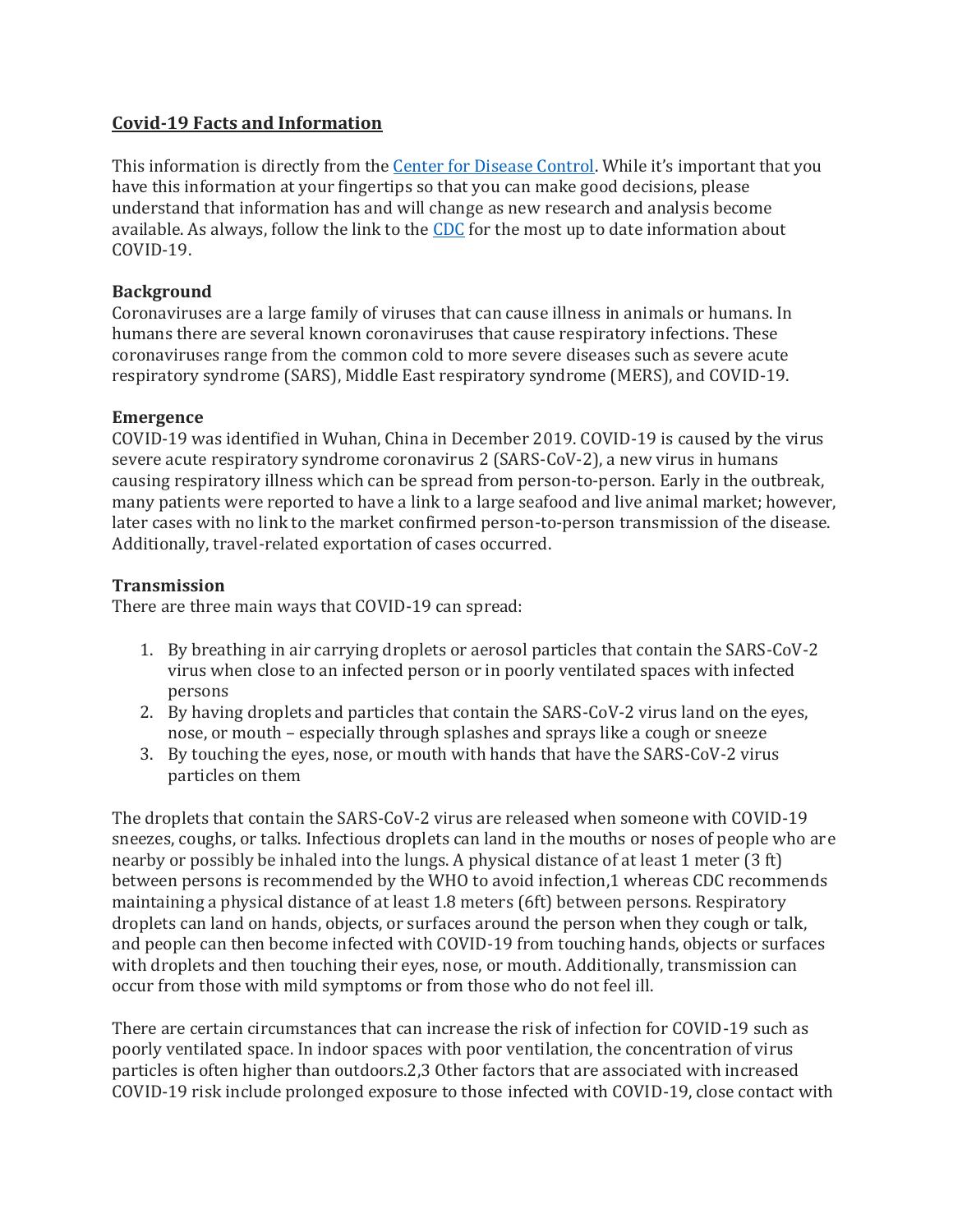## Covid-19 Facts and Information

This information is directly from the [Center for Disease Control](). While it's important that you have this information at your fingertips so that you can make good decisions, please understand that information has and will change as new research and analysis become available. As always, follow the link to the [CDC]() for the most up to date information about COVID-19.

**Background**
Coronaviruses are a large family of viruses that can cause illness in animals or humans. In humans there are several known coronaviruses that cause respiratory infections. These coronaviruses range from the common cold to more severe diseases such as severe acute respiratory syndrome (SARS), Middle East respiratory syndrome (MERS), and COVID-19.

**Emergence**
COVID-19 was identified in Wuhan, China in December 2019. COVID-19 is caused by the virus severe acute respiratory syndrome coronavirus 2 (SARS-CoV-2), a new virus in humans causing respiratory illness which can be spread from person-to-person. Early in the outbreak, many patients were reported to have a link to a large seafood and live animal market; however, later cases with no link to the market confirmed person-to-person transmission of the disease. Additionally, travel-related exportation of cases occurred.

**Transmission**
There are three main ways that COVID-19 can spread:

1. By breathing in air carrying droplets or aerosol particles that contain the SARS-CoV-2 virus when close to an infected person or in poorly ventilated spaces with infected persons
2. By having droplets and particles that contain the SARS-CoV-2 virus land on the eyes, nose, or mouth – especially through splashes and sprays like a cough or sneeze
3. By touching the eyes, nose, or mouth with hands that have the SARS-CoV-2 virus particles on them

The droplets that contain the SARS-CoV-2 virus are released when someone with COVID-19 sneezes, coughs, or talks. Infectious droplets can land in the mouths or noses of people who are nearby or possibly be inhaled into the lungs. A physical distance of at least 1 meter (3 ft) between persons is recommended by the WHO to avoid infection,[1] whereas CDC recommends maintaining a physical distance of at least 1.8 meters (6ft) between persons. Respiratory droplets can land on hands, objects, or surfaces around the person when they cough or talk, and people can then become infected with COVID-19 from touching hands, objects or surfaces with droplets and then touching their eyes, nose, or mouth. Additionally, transmission can occur from those with mild symptoms or from those who do not feel ill.

There are certain circumstances that can increase the risk of infection for COVID-19 such as poorly ventilated space. In indoor spaces with poor ventilation, the concentration of virus particles is often higher than outdoors.[2,3] Other factors that are associated with increased COVID-19 risk include prolonged exposure to those infected with COVID-19, close contact with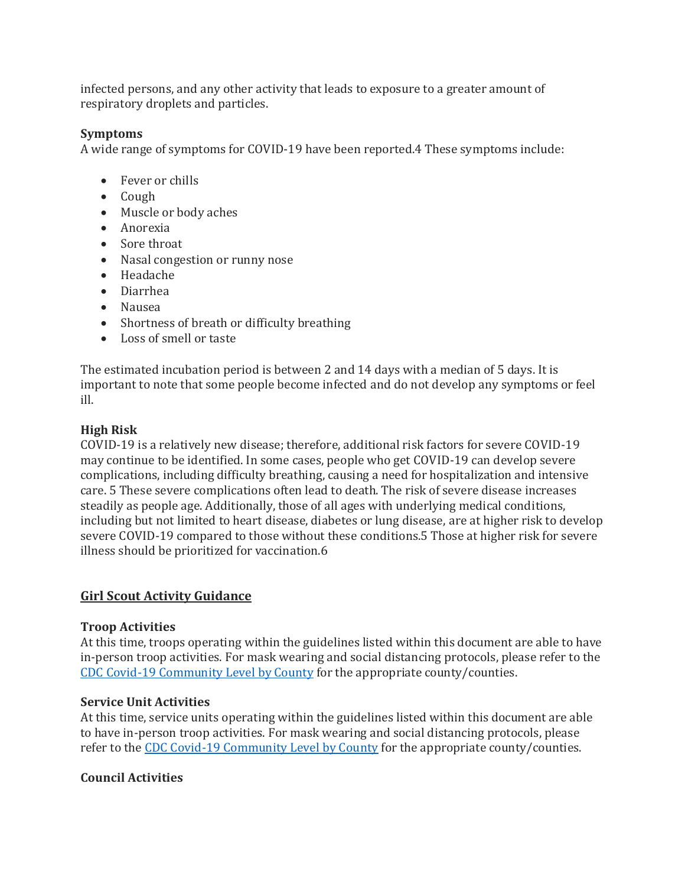infected persons, and any other activity that leads to exposure to a greater amount of respiratory droplets and particles.

**Symptoms**

A wide range of symptoms for COVID-19 have been reported.[4] These symptoms include:

- Fever or chills
- Cough
- Muscle or body aches
- Anorexia
- Sore throat
- Nasal congestion or runny nose
- Headache
- Diarrhea
- Nausea
- Shortness of breath or difficulty breathing
- Loss of smell or taste

The estimated incubation period is between 2 and 14 days with a median of 5 days. It is important to note that some people become infected and do not develop any symptoms or feel ill.

**High Risk**

COVID-19 is a relatively new disease; therefore, additional risk factors for severe COVID-19 may continue to be identified. In some cases, people who get COVID-19 can develop severe complications, including difficulty breathing, causing a need for hospitalization and intensive care. [5] These severe complications often lead to death. The risk of severe disease increases steadily as people age. Additionally, those of all ages with underlying medical conditions, including but not limited to heart disease, diabetes or lung disease, are at higher risk to develop severe COVID-19 compared to those without these conditions.[5] Those at higher risk for severe illness should be prioritized for vaccination.[6]

## Girl Scout Activity Guidance

**Troop Activities**

At this time, troops operating within the guidelines listed within this document are able to have in-person troop activities. For mask wearing and social distancing protocols, please refer to the CDC Covid-19 Community Level by County for the appropriate county/counties.

**Service Unit Activities**

At this time, service units operating within the guidelines listed within this document are able to have in-person troop activities. For mask wearing and social distancing protocols, please refer to the CDC Covid-19 Community Level by County for the appropriate county/counties.

**Council Activities**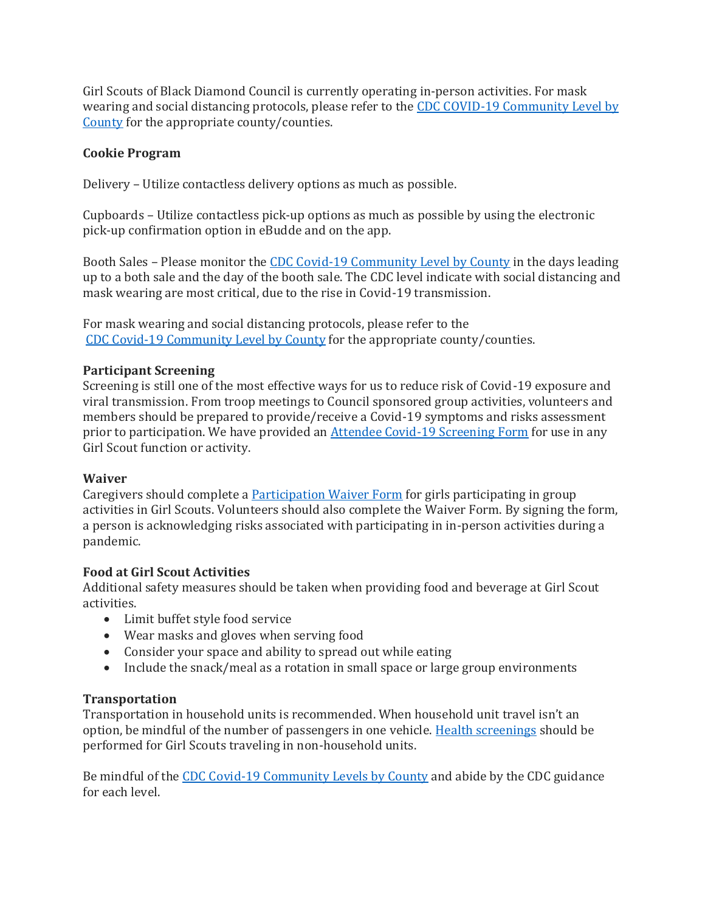Girl Scouts of Black Diamond Council is currently operating in-person activities. For mask wearing and social distancing protocols, please refer to the [CDC COVID-19 Community Level by County]() for the appropriate county/counties.

**Cookie Program**

Delivery – Utilize contactless delivery options as much as possible.

Cupboards – Utilize contactless pick-up options as much as possible by using the electronic pick-up confirmation option in eBudde and on the app.

Booth Sales – Please monitor the [CDC Covid-19 Community Level by County]() in the days leading up to a both sale and the day of the booth sale. The CDC level indicate with social distancing and mask wearing are most critical, due to the rise in Covid-19 transmission.

For mask wearing and social distancing protocols, please refer to the [CDC Covid-19 Community Level by County]() for the appropriate county/counties.

**Participant Screening**

Screening is still one of the most effective ways for us to reduce risk of Covid-19 exposure and viral transmission. From troop meetings to Council sponsored group activities, volunteers and members should be prepared to provide/receive a Covid-19 symptoms and risks assessment prior to participation. We have provided an [Attendee Covid-19 Screening Form]() for use in any Girl Scout function or activity.

**Waiver**

Caregivers should complete a [Participation Waiver Form]() for girls participating in group activities in Girl Scouts. Volunteers should also complete the Waiver Form. By signing the form, a person is acknowledging risks associated with participating in in-person activities during a pandemic.

**Food at Girl Scout Activities**

Additional safety measures should be taken when providing food and beverage at Girl Scout activities.

- Limit buffet style food service
- Wear masks and gloves when serving food
- Consider your space and ability to spread out while eating
- Include the snack/meal as a rotation in small space or large group environments

**Transportation**

Transportation in household units is recommended. When household unit travel isn't an option, be mindful of the number of passengers in one vehicle. [Health screenings]() should be performed for Girl Scouts traveling in non-household units.

Be mindful of the [CDC Covid-19 Community Levels by County]() and abide by the CDC guidance for each level.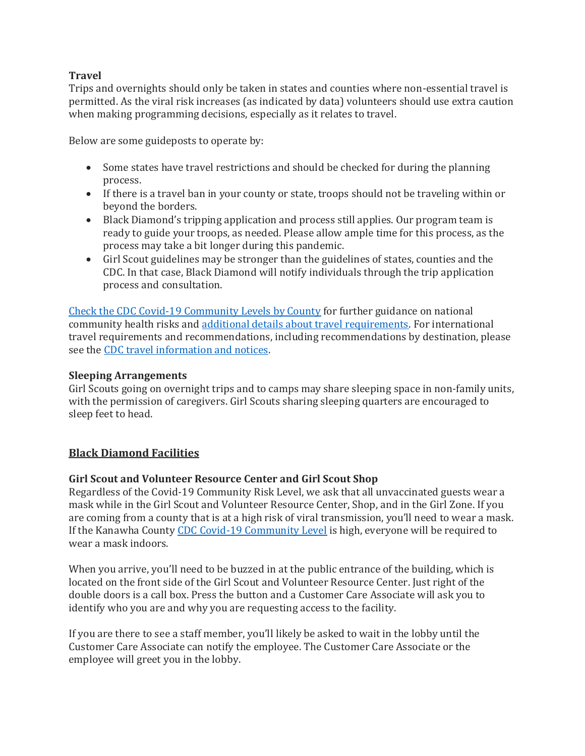**Travel**

Trips and overnights should only be taken in states and counties where non-essential travel is permitted. As the viral risk increases (as indicated by data) volunteers should use extra caution when making programming decisions, especially as it relates to travel.

Below are some guideposts to operate by:

- Some states have travel restrictions and should be checked for during the planning process.
- If there is a travel ban in your county or state, troops should not be traveling within or beyond the borders.
- Black Diamond's tripping application and process still applies. Our program team is ready to guide your troops, as needed. Please allow ample time for this process, as the process may take a bit longer during this pandemic.
- Girl Scout guidelines may be stronger than the guidelines of states, counties and the CDC. In that case, Black Diamond will notify individuals through the trip application process and consultation.

Check the CDC Covid-19 Community Levels by County for further guidance on national community health risks and additional details about travel requirements. For international travel requirements and recommendations, including recommendations by destination, please see the CDC travel information and notices.

**Sleeping Arrangements**

Girl Scouts going on overnight trips and to camps may share sleeping space in non-family units, with the permission of caregivers. Girl Scouts sharing sleeping quarters are encouraged to sleep feet to head.

## Black Diamond Facilities

**Girl Scout and Volunteer Resource Center and Girl Scout Shop**

Regardless of the Covid-19 Community Risk Level, we ask that all unvaccinated guests wear a mask while in the Girl Scout and Volunteer Resource Center, Shop, and in the Girl Zone. If you are coming from a county that is at a high risk of viral transmission, you'll need to wear a mask. If the Kanawha County CDC Covid-19 Community Level is high, everyone will be required to wear a mask indoors.

When you arrive, you'll need to be buzzed in at the public entrance of the building, which is located on the front side of the Girl Scout and Volunteer Resource Center. Just right of the double doors is a call box. Press the button and a Customer Care Associate will ask you to identify who you are and why you are requesting access to the facility.

If you are there to see a staff member, you'll likely be asked to wait in the lobby until the Customer Care Associate can notify the employee. The Customer Care Associate or the employee will greet you in the lobby.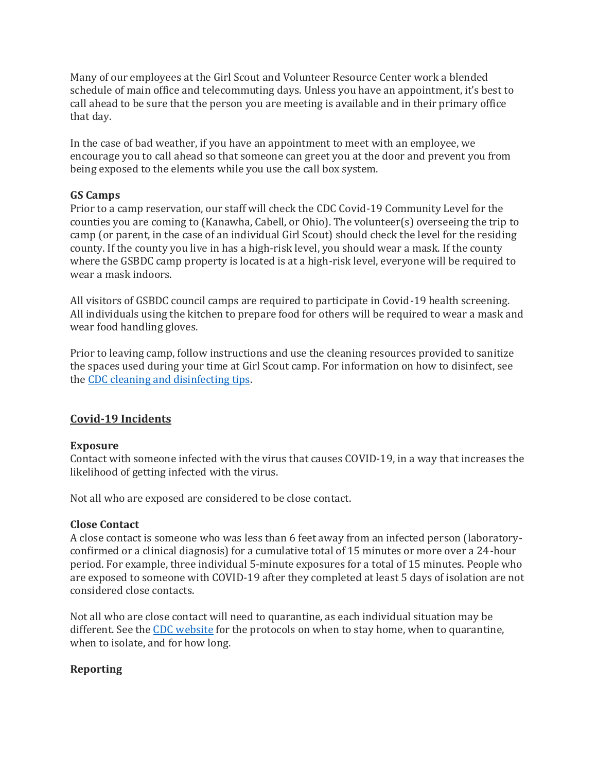Many of our employees at the Girl Scout and Volunteer Resource Center work a blended schedule of main office and telecommuting days. Unless you have an appointment, it's best to call ahead to be sure that the person you are meeting is available and in their primary office that day.

In the case of bad weather, if you have an appointment to meet with an employee, we encourage you to call ahead so that someone can greet you at the door and prevent you from being exposed to the elements while you use the call box system.

**GS Camps**

Prior to a camp reservation, our staff will check the CDC Covid-19 Community Level for the counties you are coming to (Kanawha, Cabell, or Ohio). The volunteer(s) overseeing the trip to camp (or parent, in the case of an individual Girl Scout) should check the level for the residing county. If the county you live in has a high-risk level, you should wear a mask. If the county where the GSBDC camp property is located is at a high-risk level, everyone will be required to wear a mask indoors.

All visitors of GSBDC council camps are required to participate in Covid-19 health screening. All individuals using the kitchen to prepare food for others will be required to wear a mask and wear food handling gloves.

Prior to leaving camp, follow instructions and use the cleaning resources provided to sanitize the spaces used during your time at Girl Scout camp. For information on how to disinfect, see the [CDC cleaning and disinfecting tips](#).

## Covid-19 Incidents

**Exposure**

Contact with someone infected with the virus that causes COVID-19, in a way that increases the likelihood of getting infected with the virus.

Not all who are exposed are considered to be close contact.

**Close Contact**

A close contact is someone who was less than 6 feet away from an infected person (laboratory-confirmed or a clinical diagnosis) for a cumulative total of 15 minutes or more over a 24-hour period. For example, three individual 5-minute exposures for a total of 15 minutes. People who are exposed to someone with COVID-19 after they completed at least 5 days of isolation are not considered close contacts.

Not all who are close contact will need to quarantine, as each individual situation may be different. See the [CDC website](#) for the protocols on when to stay home, when to quarantine, when to isolate, and for how long.

**Reporting**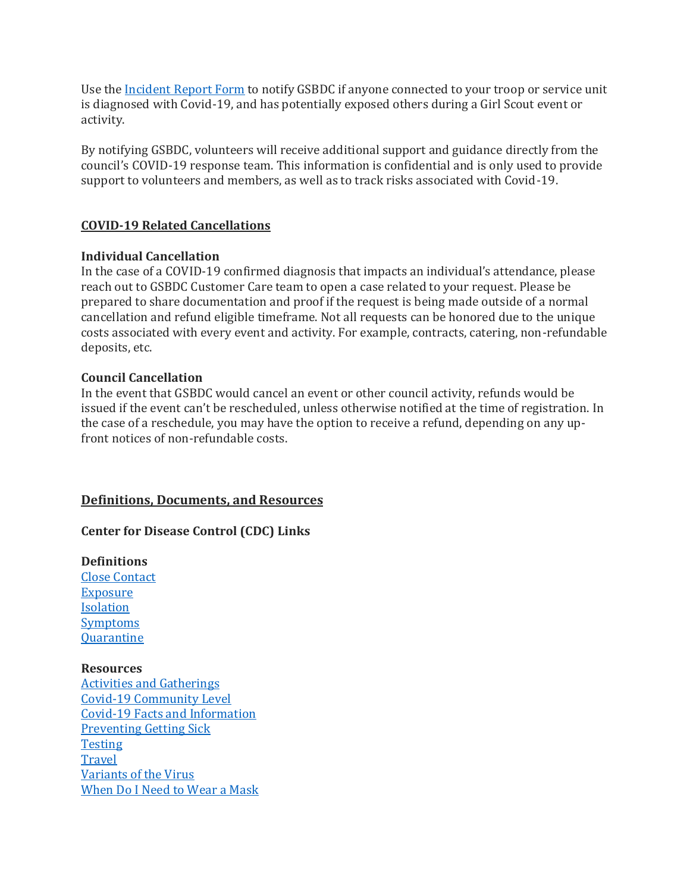Use the Incident Report Form to notify GSBDC if anyone connected to your troop or service unit is diagnosed with Covid-19, and has potentially exposed others during a Girl Scout event or activity.

By notifying GSBDC, volunteers will receive additional support and guidance directly from the council's COVID-19 response team. This information is confidential and is only used to provide support to volunteers and members, as well as to track risks associated with Covid-19.

## COVID-19 Related Cancellations

**Individual Cancellation**
In the case of a COVID-19 confirmed diagnosis that impacts an individual's attendance, please reach out to GSBDC Customer Care team to open a case related to your request. Please be prepared to share documentation and proof if the request is being made outside of a normal cancellation and refund eligible timeframe. Not all requests can be honored due to the unique costs associated with every event and activity. For example, contracts, catering, non-refundable deposits, etc.

**Council Cancellation**
In the event that GSBDC would cancel an event or other council activity, refunds would be issued if the event can't be rescheduled, unless otherwise notified at the time of registration. In the case of a reschedule, you may have the option to receive a refund, depending on any up-front notices of non-refundable costs.

## Definitions, Documents, and Resources

### Center for Disease Control (CDC) Links

**Definitions**
Close Contact
Exposure
Isolation
Symptoms
Quarantine

**Resources**
Activities and Gatherings
Covid-19 Community Level
Covid-19 Facts and Information
Preventing Getting Sick
Testing
Travel
Variants of the Virus
When Do I Need to Wear a Mask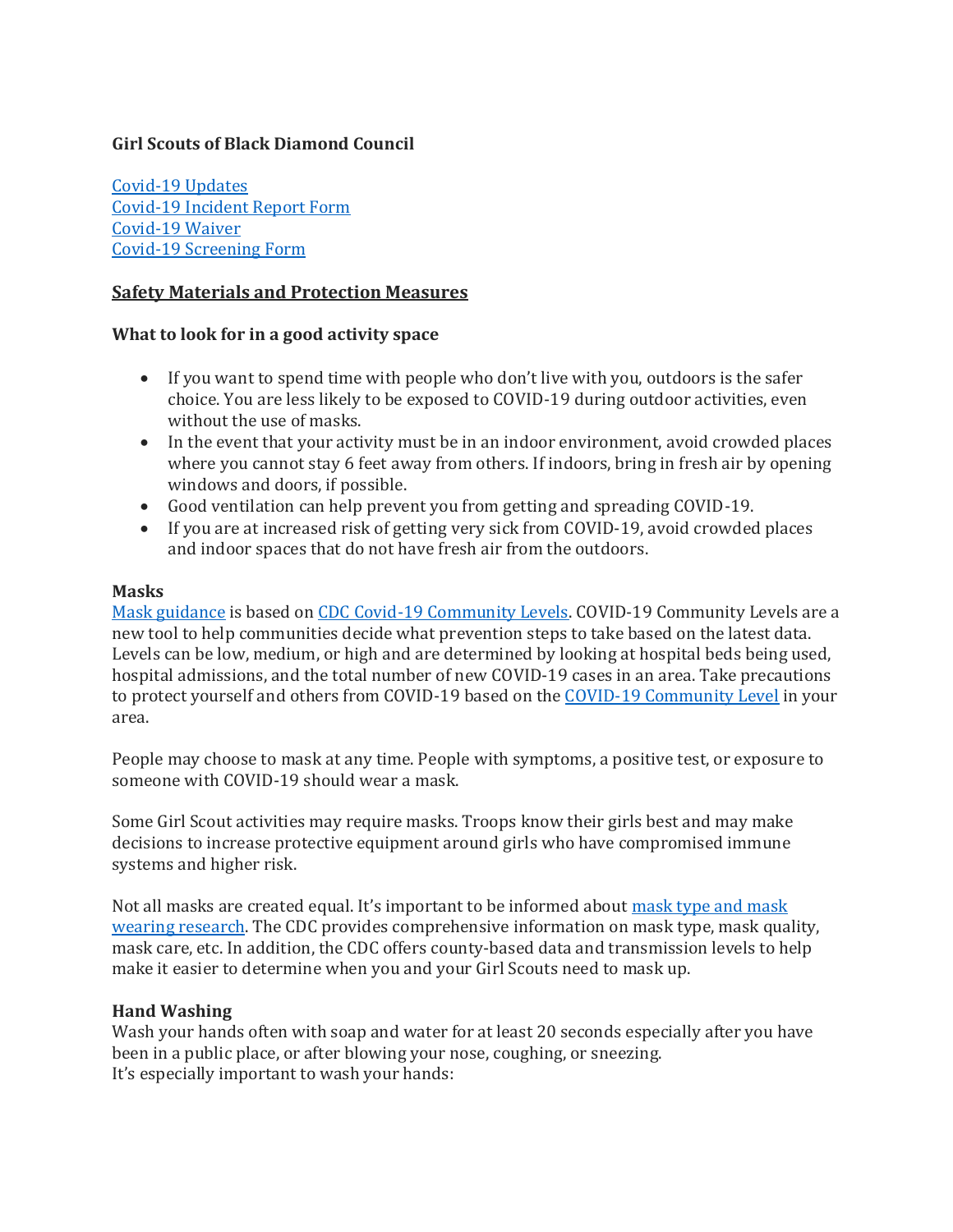**Girl Scouts of Black Diamond Council**

[Covid-19 Updates](#)
[Covid-19 Incident Report Form](#)
[Covid-19 Waiver](#)
[Covid-19 Screening Form](#)

## Safety Materials and Protection Measures

### What to look for in a good activity space

- If you want to spend time with people who don't live with you, outdoors is the safer choice. You are less likely to be exposed to COVID-19 during outdoor activities, even without the use of masks.
- In the event that your activity must be in an indoor environment, avoid crowded places where you cannot stay 6 feet away from others. If indoors, bring in fresh air by opening windows and doors, if possible.
- Good ventilation can help prevent you from getting and spreading COVID-19.
- If you are at increased risk of getting very sick from COVID-19, avoid crowded places and indoor spaces that do not have fresh air from the outdoors.

### Masks

[Mask guidance](#) is based on [CDC Covid-19 Community Levels](#). COVID-19 Community Levels are a new tool to help communities decide what prevention steps to take based on the latest data. Levels can be low, medium, or high and are determined by looking at hospital beds being used, hospital admissions, and the total number of new COVID-19 cases in an area. Take precautions to protect yourself and others from COVID-19 based on the [COVID-19 Community Level](#) in your area.

People may choose to mask at any time. People with symptoms, a positive test, or exposure to someone with COVID-19 should wear a mask.

Some Girl Scout activities may require masks. Troops know their girls best and may make decisions to increase protective equipment around girls who have compromised immune systems and higher risk.

Not all masks are created equal. It's important to be informed about [mask type and mask wearing research](#). The CDC provides comprehensive information on mask type, mask quality, mask care, etc. In addition, the CDC offers county-based data and transmission levels to help make it easier to determine when you and your Girl Scouts need to mask up.

### Hand Washing

Wash your hands often with soap and water for at least 20 seconds especially after you have been in a public place, or after blowing your nose, coughing, or sneezing.
It's especially important to wash your hands: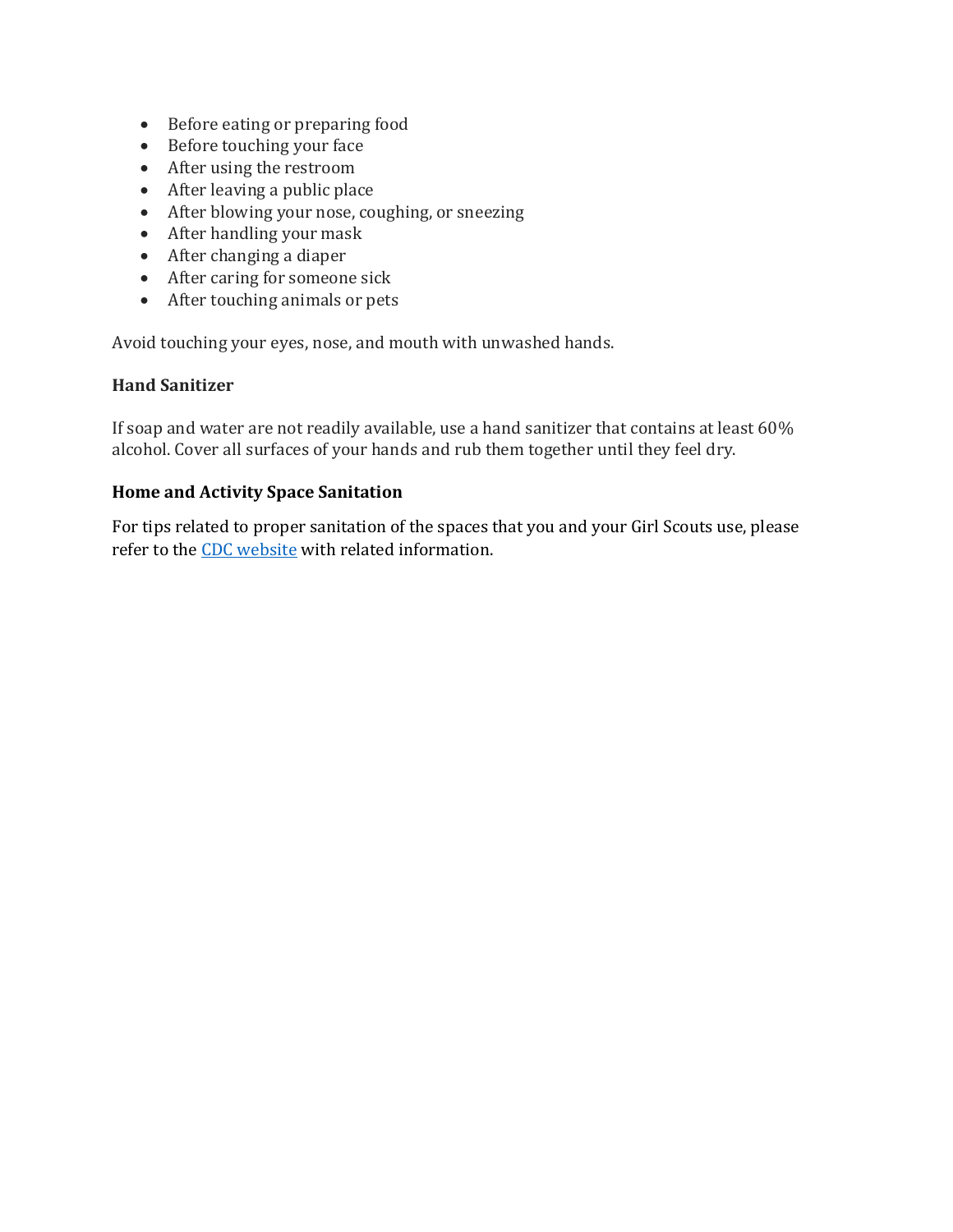- Before eating or preparing food
- Before touching your face
- After using the restroom
- After leaving a public place
- After blowing your nose, coughing, or sneezing
- After handling your mask
- After changing a diaper
- After caring for someone sick
- After touching animals or pets

Avoid touching your eyes, nose, and mouth with unwashed hands.

**Hand Sanitizer**

If soap and water are not readily available, use a hand sanitizer that contains at least 60% alcohol. Cover all surfaces of your hands and rub them together until they feel dry.

**Home and Activity Space Sanitation**

For tips related to proper sanitation of the spaces that you and your Girl Scouts use, please refer to the CDC website with related information.